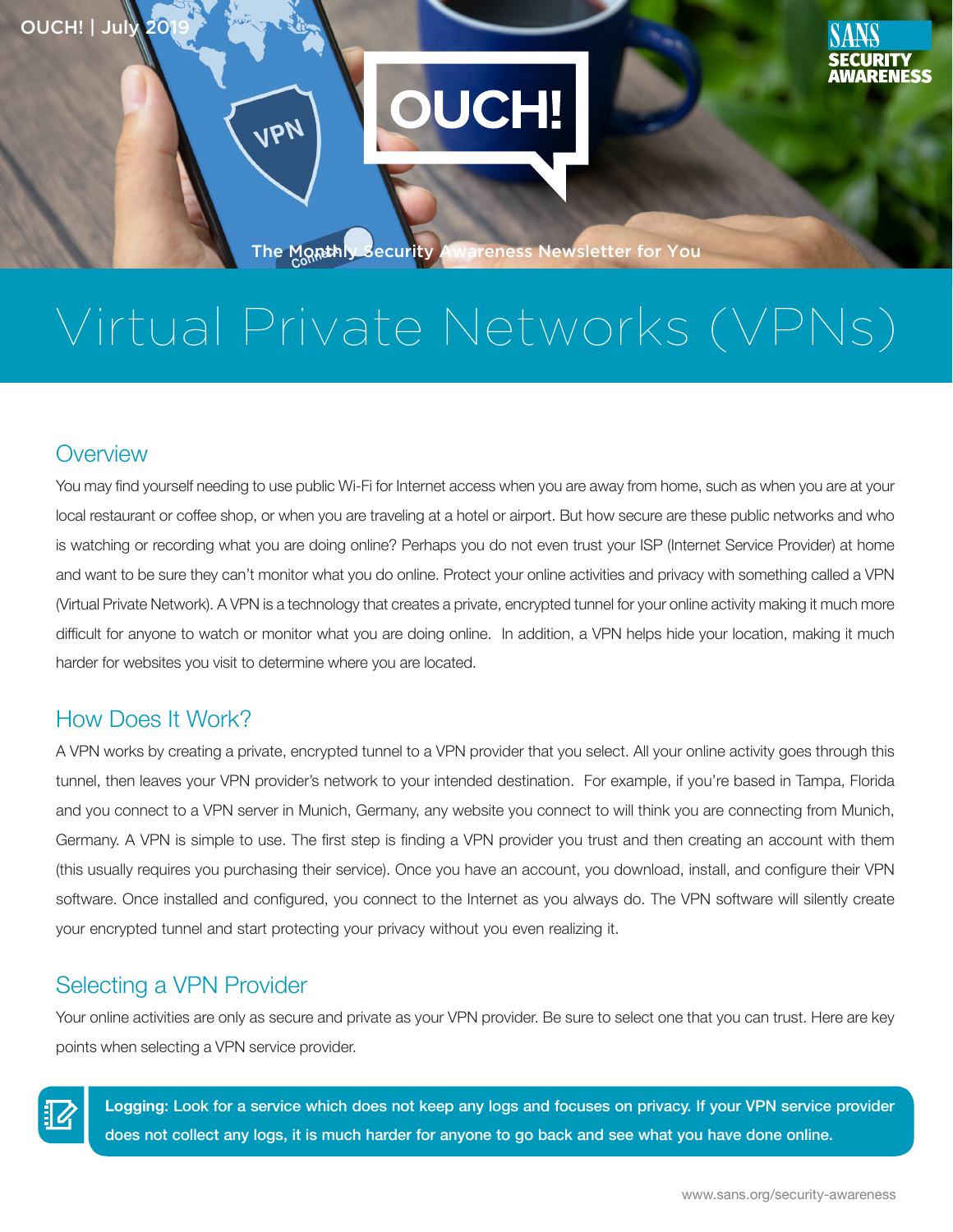OUCH! | July 2019

# OUCH!

The Monthly Security Awareness Newsletter for You

# Virtual Private Networks (VPNs)

## Overview

You may find yourself needing to use public Wi-Fi for Internet access when you are away from home, such as when you are at your local restaurant or coffee shop, or when you are traveling at a hotel or airport. But how secure are these public networks and who is watching or recording what you are doing online? Perhaps you do not even trust your ISP (Internet Service Provider) at home and want to be sure they can't monitor what you do online. Protect your online activities and privacy with something called a VPN (Virtual Private Network). A VPN is a technology that creates a private, encrypted tunnel for your online activity making it much more difficult for anyone to watch or monitor what you are doing online. In addition, a VPN helps hide your location, making it much harder for websites you visit to determine where you are located.

## How Does It Work?

A VPN works by creating a private, encrypted tunnel to a VPN provider that you select. All your online activity goes through this tunnel, then leaves your VPN provider's network to your intended destination. For example, if you're based in Tampa, Florida and you connect to a VPN server in Munich, Germany, any website you connect to will think you are connecting from Munich, Germany. A VPN is simple to use. The first step is finding a VPN provider you trust and then creating an account with them (this usually requires you purchasing their service). Once you have an account, you download, install, and configure their VPN software. Once installed and configured, you connect to the Internet as you always do. The VPN software will silently create your encrypted tunnel and start protecting your privacy without you even realizing it.

## Selecting a VPN Provider

Your online activities are only as secure and private as your VPN provider. Be sure to select one that you can trust. Here are key points when selecting a VPN service provider.

**Logging: Look for a service which does not keep any logs and focuses on privacy. If your VPN service provider does not collect any logs, it is much harder for anyone to go back and see what you have done online.**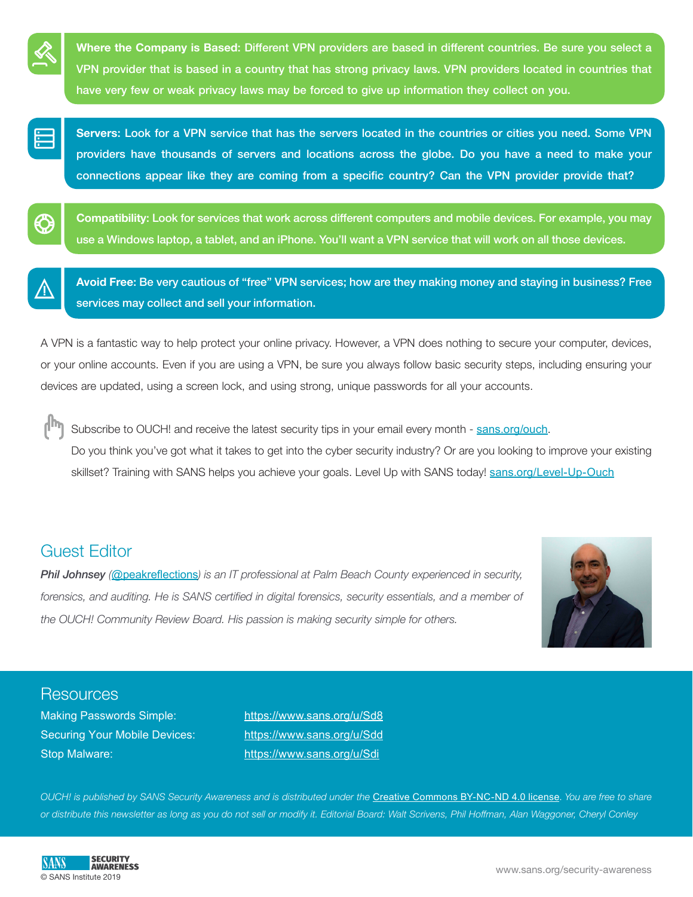**Where the Company is Based:** Different VPN providers are based in different countries. Be sure you select a VPN provider that is based in a country that has strong privacy laws. VPN providers located in countries that have very few or weak privacy laws may be forced to give up information they collect on you.

**Servers:** Look for a VPN service that has the servers located in the countries or cities you need. Some VPN providers have thousands of servers and locations across the globe. Do you have a need to make your connections appear like they are coming from a specific country? Can the VPN provider provide that?

**Compatibility:** Look for services that work across different computers and mobile devices. For example, you may use a Windows laptop, a tablet, and an iPhone. You'll want a VPN service that will work on all those devices.

**Avoid Free:** Be very cautious of "free" VPN services; how are they making money and staying in business? Free services may collect and sell your information.

A VPN is a fantastic way to help protect your online privacy. However, a VPN does nothing to secure your computer, devices, or your online accounts. Even if you are using a VPN, be sure you always follow basic security steps, including ensuring your devices are updated, using a screen lock, and using strong, unique passwords for all your accounts.

Subscribe to OUCH! and receive the latest security tips in your email every month - sans.org/ouch.
Do you think you've got what it takes to get into the cyber security industry? Or are you looking to improve your existing skillset? Training with SANS helps you achieve your goals. Level Up with SANS today! sans.org/Level-Up-Ouch

## Guest Editor

***Phil Johnsey*** *(@peakreflections) is an IT professional at Palm Beach County experienced in security, forensics, and auditing. He is SANS certified in digital forensics, security essentials, and a member of the OUCH! Community Review Board. His passion is making security simple for others.*

## Resources

| | |
|---|---|
| Making Passwords Simple: | https://www.sans.org/u/Sd8 |
| Securing Your Mobile Devices: | https://www.sans.org/u/Sdd |
| Stop Malware: | https://www.sans.org/u/Sdi |

*OUCH! is published by SANS Security Awareness and is distributed under the Creative Commons BY-NC-ND 4.0 license. You are free to share or distribute this newsletter as long as you do not sell or modify it. Editorial Board: Walt Scrivens, Phil Hoffman, Alan Waggoner, Cheryl Conley*

SANS SECURITY AWARENESS
© SANS Institute 2019

www.sans.org/security-awareness